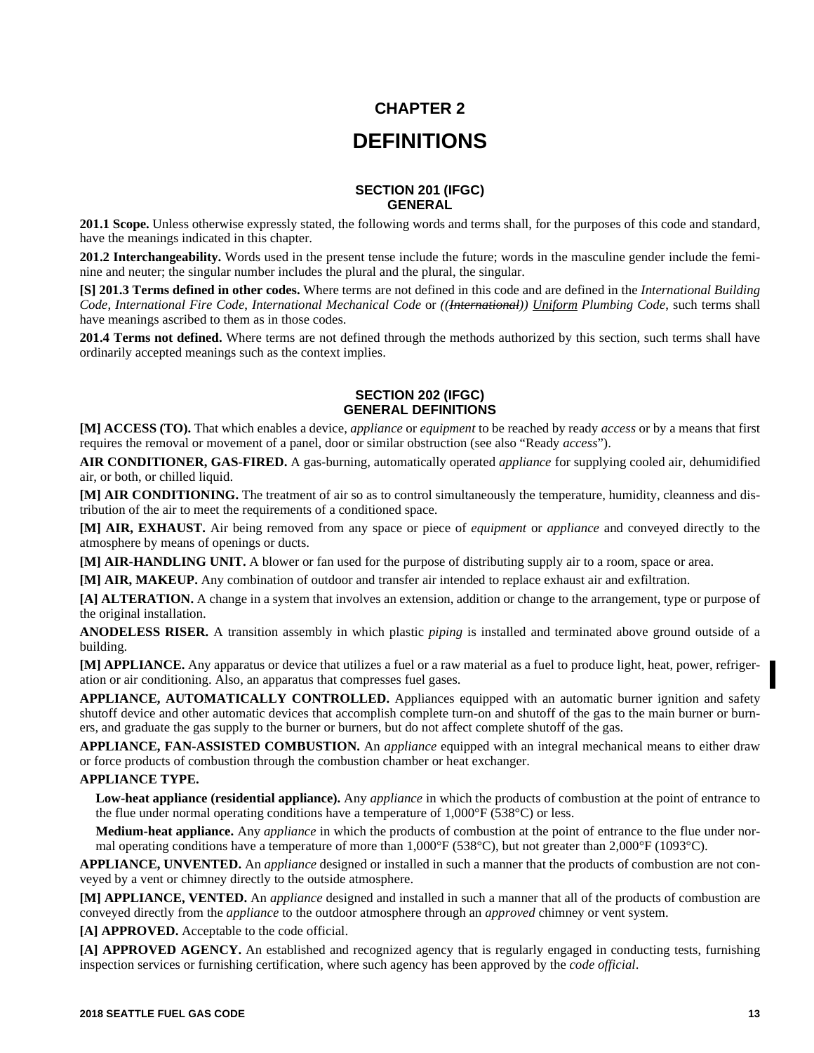# CHAPTER 2

# DEFINITIONS

## SECTION 201 (IFGC) GENERAL

**201.1 Scope.** Unless otherwise expressly stated, the following words and terms shall, for the purposes of this code and standard, have the meanings indicated in this chapter.

**201.2 Interchangeability.** Words used in the present tense include the future; words in the masculine gender include the feminine and neuter; the singular number includes the plural and the plural, the singular.

**[S] 201.3 Terms defined in other codes.** Where terms are not defined in this code and are defined in the *International Building Code*, *International Fire Code*, *International Mechanical Code* or *((~~International~~))* *Uniform* *Plumbing Code*, such terms shall have meanings ascribed to them as in those codes.

**201.4 Terms not defined.** Where terms are not defined through the methods authorized by this section, such terms shall have ordinarily accepted meanings such as the context implies.

## SECTION 202 (IFGC) GENERAL DEFINITIONS

**[M] ACCESS (TO).** That which enables a device, *appliance* or *equipment* to be reached by ready *access* or by a means that first requires the removal or movement of a panel, door or similar obstruction (see also "Ready *access*").

**AIR CONDITIONER, GAS-FIRED.** A gas-burning, automatically operated *appliance* for supplying cooled air, dehumidified air, or both, or chilled liquid.

**[M] AIR CONDITIONING.** The treatment of air so as to control simultaneously the temperature, humidity, cleanness and distribution of the air to meet the requirements of a conditioned space.

**[M] AIR, EXHAUST.** Air being removed from any space or piece of *equipment* or *appliance* and conveyed directly to the atmosphere by means of openings or ducts.

**[M] AIR-HANDLING UNIT.** A blower or fan used for the purpose of distributing supply air to a room, space or area.

**[M] AIR, MAKEUP.** Any combination of outdoor and transfer air intended to replace exhaust air and exfiltration.

**[A] ALTERATION.** A change in a system that involves an extension, addition or change to the arrangement, type or purpose of the original installation.

**ANODELESS RISER.** A transition assembly in which plastic *piping* is installed and terminated above ground outside of a building.

**[M] APPLIANCE.** Any apparatus or device that utilizes a fuel or a raw material as a fuel to produce light, heat, power, refrigeration or air conditioning. Also, an apparatus that compresses fuel gases.

**APPLIANCE, AUTOMATICALLY CONTROLLED.** Appliances equipped with an automatic burner ignition and safety shutoff device and other automatic devices that accomplish complete turn-on and shutoff of the gas to the main burner or burners, and graduate the gas supply to the burner or burners, but do not affect complete shutoff of the gas.

**APPLIANCE, FAN-ASSISTED COMBUSTION.** An *appliance* equipped with an integral mechanical means to either draw or force products of combustion through the combustion chamber or heat exchanger.

**APPLIANCE TYPE.**

**Low-heat appliance (residential appliance).** Any *appliance* in which the products of combustion at the point of entrance to the flue under normal operating conditions have a temperature of 1,000°F (538°C) or less.

**Medium-heat appliance.** Any *appliance* in which the products of combustion at the point of entrance to the flue under normal operating conditions have a temperature of more than 1,000°F (538°C), but not greater than 2,000°F (1093°C).

**APPLIANCE, UNVENTED.** An *appliance* designed or installed in such a manner that the products of combustion are not conveyed by a vent or chimney directly to the outside atmosphere.

**[M] APPLIANCE, VENTED.** An *appliance* designed and installed in such a manner that all of the products of combustion are conveyed directly from the *appliance* to the outdoor atmosphere through an *approved* chimney or vent system.

**[A] APPROVED.** Acceptable to the code official.

**[A] APPROVED AGENCY.** An established and recognized agency that is regularly engaged in conducting tests, furnishing inspection services or furnishing certification, where such agency has been approved by the *code official*.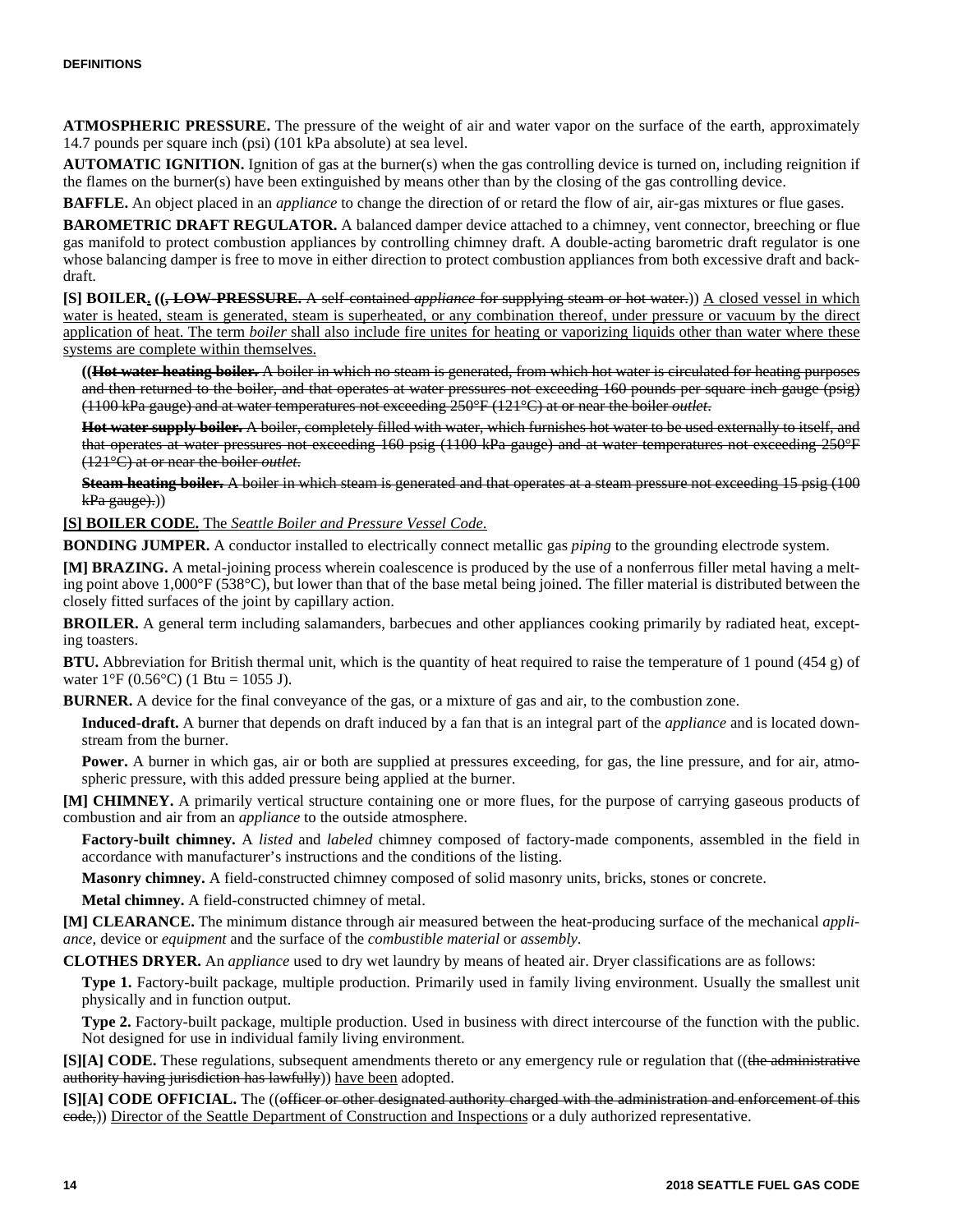**ATMOSPHERIC PRESSURE.** The pressure of the weight of air and water vapor on the surface of the earth, approximately 14.7 pounds per square inch (psi) (101 kPa absolute) at sea level.

**AUTOMATIC IGNITION.** Ignition of gas at the burner(s) when the gas controlling device is turned on, including reignition if the flames on the burner(s) have been extinguished by means other than by the closing of the gas controlling device.

**BAFFLE.** An object placed in an *appliance* to change the direction of or retard the flow of air, air-gas mixtures or flue gases.

**BAROMETRIC DRAFT REGULATOR.** A balanced damper device attached to a chimney, vent connector, breeching or flue gas manifold to protect combustion appliances by controlling chimney draft. A double-acting barometric draft regulator is one whose balancing damper is free to move in either direction to protect combustion appliances from both excessive draft and backdraft.

**[S] BOILER.** ((~~**, LOW-PRESSURE.** A self-contained *appliance* for supplying steam or hot water.~~)) A closed vessel in which water is heated, steam is generated, steam is superheated, or any combination thereof, under pressure or vacuum by the direct application of heat. The term *boiler* shall also include fire unites for heating or vaporizing liquids other than water where these systems are complete within themselves.

((~~**Hot water heating boiler.** A boiler in which no steam is generated, from which hot water is circulated for heating purposes and then returned to the boiler, and that operates at water pressures not exceeding 160 pounds per square inch gauge (psig) (1100 kPa gauge) and at water temperatures not exceeding 250°F (121°C) at or near the boiler *outlet*.~~

~~**Hot water supply boiler.** A boiler, completely filled with water, which furnishes hot water to be used externally to itself, and that operates at water pressures not exceeding 160 psig (1100 kPa gauge) and at water temperatures not exceeding 250°F (121°C) at or near the boiler *outlet*.~~

~~**Steam heating boiler.** A boiler in which steam is generated and that operates at a steam pressure not exceeding 15 psig (100 kPa gauge).~~))

**[S] BOILER CODE.** The *Seattle Boiler and Pressure Vessel Code*.

**BONDING JUMPER.** A conductor installed to electrically connect metallic gas *piping* to the grounding electrode system.

**[M] BRAZING.** A metal-joining process wherein coalescence is produced by the use of a nonferrous filler metal having a melting point above 1,000°F (538°C), but lower than that of the base metal being joined. The filler material is distributed between the closely fitted surfaces of the joint by capillary action.

**BROILER.** A general term including salamanders, barbecues and other appliances cooking primarily by radiated heat, excepting toasters.

**BTU.** Abbreviation for British thermal unit, which is the quantity of heat required to raise the temperature of 1 pound (454 g) of water 1°F (0.56°C) (1 Btu = 1055 J).

**BURNER.** A device for the final conveyance of the gas, or a mixture of gas and air, to the combustion zone.

**Induced-draft.** A burner that depends on draft induced by a fan that is an integral part of the *appliance* and is located downstream from the burner.

**Power.** A burner in which gas, air or both are supplied at pressures exceeding, for gas, the line pressure, and for air, atmospheric pressure, with this added pressure being applied at the burner.

**[M] CHIMNEY.** A primarily vertical structure containing one or more flues, for the purpose of carrying gaseous products of combustion and air from an *appliance* to the outside atmosphere.

**Factory-built chimney.** A *listed* and *labeled* chimney composed of factory-made components, assembled in the field in accordance with manufacturer's instructions and the conditions of the listing.

**Masonry chimney.** A field-constructed chimney composed of solid masonry units, bricks, stones or concrete.

**Metal chimney.** A field-constructed chimney of metal.

**[M] CLEARANCE.** The minimum distance through air measured between the heat-producing surface of the mechanical *appliance*, device or *equipment* and the surface of the *combustible material* or *assembly*.

**CLOTHES DRYER.** An *appliance* used to dry wet laundry by means of heated air. Dryer classifications are as follows:

**Type 1.** Factory-built package, multiple production. Primarily used in family living environment. Usually the smallest unit physically and in function output.

**Type 2.** Factory-built package, multiple production. Used in business with direct intercourse of the function with the public. Not designed for use in individual family living environment.

**[S][A] CODE.** These regulations, subsequent amendments thereto or any emergency rule or regulation that ((~~the administrative authority having jurisdiction has lawfully~~)) have been adopted.

**[S][A] CODE OFFICIAL.** The ((~~officer or other designated authority charged with the administration and enforcement of this code,~~)) Director of the Seattle Department of Construction and Inspections or a duly authorized representative.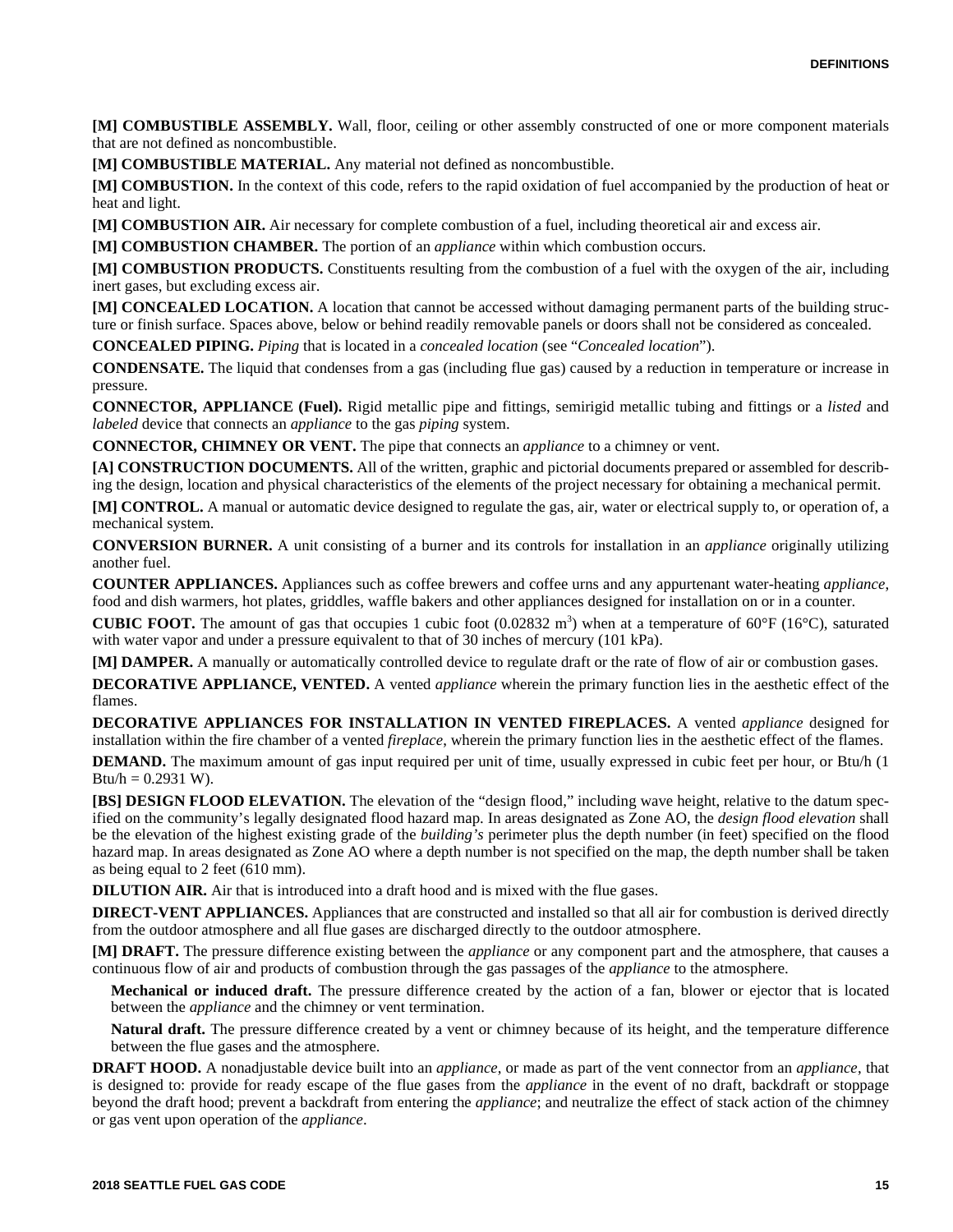**[M] COMBUSTIBLE ASSEMBLY.** Wall, floor, ceiling or other assembly constructed of one or more component materials that are not defined as noncombustible.

**[M] COMBUSTIBLE MATERIAL.** Any material not defined as noncombustible.

**[M] COMBUSTION.** In the context of this code, refers to the rapid oxidation of fuel accompanied by the production of heat or heat and light.

**[M] COMBUSTION AIR.** Air necessary for complete combustion of a fuel, including theoretical air and excess air.

**[M] COMBUSTION CHAMBER.** The portion of an *appliance* within which combustion occurs.

**[M] COMBUSTION PRODUCTS.** Constituents resulting from the combustion of a fuel with the oxygen of the air, including inert gases, but excluding excess air.

**[M] CONCEALED LOCATION.** A location that cannot be accessed without damaging permanent parts of the building structure or finish surface. Spaces above, below or behind readily removable panels or doors shall not be considered as concealed.

**CONCEALED PIPING.** *Piping* that is located in a *concealed location* (see "*Concealed location*").

**CONDENSATE.** The liquid that condenses from a gas (including flue gas) caused by a reduction in temperature or increase in pressure.

**CONNECTOR, APPLIANCE (Fuel).** Rigid metallic pipe and fittings, semirigid metallic tubing and fittings or a *listed* and *labeled* device that connects an *appliance* to the gas *piping* system.

**CONNECTOR, CHIMNEY OR VENT.** The pipe that connects an *appliance* to a chimney or vent.

**[A] CONSTRUCTION DOCUMENTS.** All of the written, graphic and pictorial documents prepared or assembled for describing the design, location and physical characteristics of the elements of the project necessary for obtaining a mechanical permit.

**[M] CONTROL.** A manual or automatic device designed to regulate the gas, air, water or electrical supply to, or operation of, a mechanical system.

**CONVERSION BURNER.** A unit consisting of a burner and its controls for installation in an *appliance* originally utilizing another fuel.

**COUNTER APPLIANCES.** Appliances such as coffee brewers and coffee urns and any appurtenant water-heating *appliance*, food and dish warmers, hot plates, griddles, waffle bakers and other appliances designed for installation on or in a counter.

**CUBIC FOOT.** The amount of gas that occupies 1 cubic foot (0.02832 $m^3$) when at a temperature of 60°F (16°C), saturated with water vapor and under a pressure equivalent to that of 30 inches of mercury (101 kPa).

**[M] DAMPER.** A manually or automatically controlled device to regulate draft or the rate of flow of air or combustion gases.

**DECORATIVE APPLIANCE, VENTED.** A vented *appliance* wherein the primary function lies in the aesthetic effect of the flames.

**DECORATIVE APPLIANCES FOR INSTALLATION IN VENTED FIREPLACES.** A vented *appliance* designed for installation within the fire chamber of a vented *fireplace*, wherein the primary function lies in the aesthetic effect of the flames.

**DEMAND.** The maximum amount of gas input required per unit of time, usually expressed in cubic feet per hour, or Btu/h (1 Btu/h = 0.2931 W).

**[BS] DESIGN FLOOD ELEVATION.** The elevation of the "design flood," including wave height, relative to the datum specified on the community's legally designated flood hazard map. In areas designated as Zone AO, the *design flood elevation* shall be the elevation of the highest existing grade of the *building's* perimeter plus the depth number (in feet) specified on the flood hazard map. In areas designated as Zone AO where a depth number is not specified on the map, the depth number shall be taken as being equal to 2 feet (610 mm).

**DILUTION AIR.** Air that is introduced into a draft hood and is mixed with the flue gases.

**DIRECT-VENT APPLIANCES.** Appliances that are constructed and installed so that all air for combustion is derived directly from the outdoor atmosphere and all flue gases are discharged directly to the outdoor atmosphere.

**[M] DRAFT.** The pressure difference existing between the *appliance* or any component part and the atmosphere, that causes a continuous flow of air and products of combustion through the gas passages of the *appliance* to the atmosphere.

**Mechanical or induced draft.** The pressure difference created by the action of a fan, blower or ejector that is located between the *appliance* and the chimney or vent termination.

**Natural draft.** The pressure difference created by a vent or chimney because of its height, and the temperature difference between the flue gases and the atmosphere.

**DRAFT HOOD.** A nonadjustable device built into an *appliance*, or made as part of the vent connector from an *appliance*, that is designed to: provide for ready escape of the flue gases from the *appliance* in the event of no draft, backdraft or stoppage beyond the draft hood; prevent a backdraft from entering the *appliance*; and neutralize the effect of stack action of the chimney or gas vent upon operation of the *appliance*.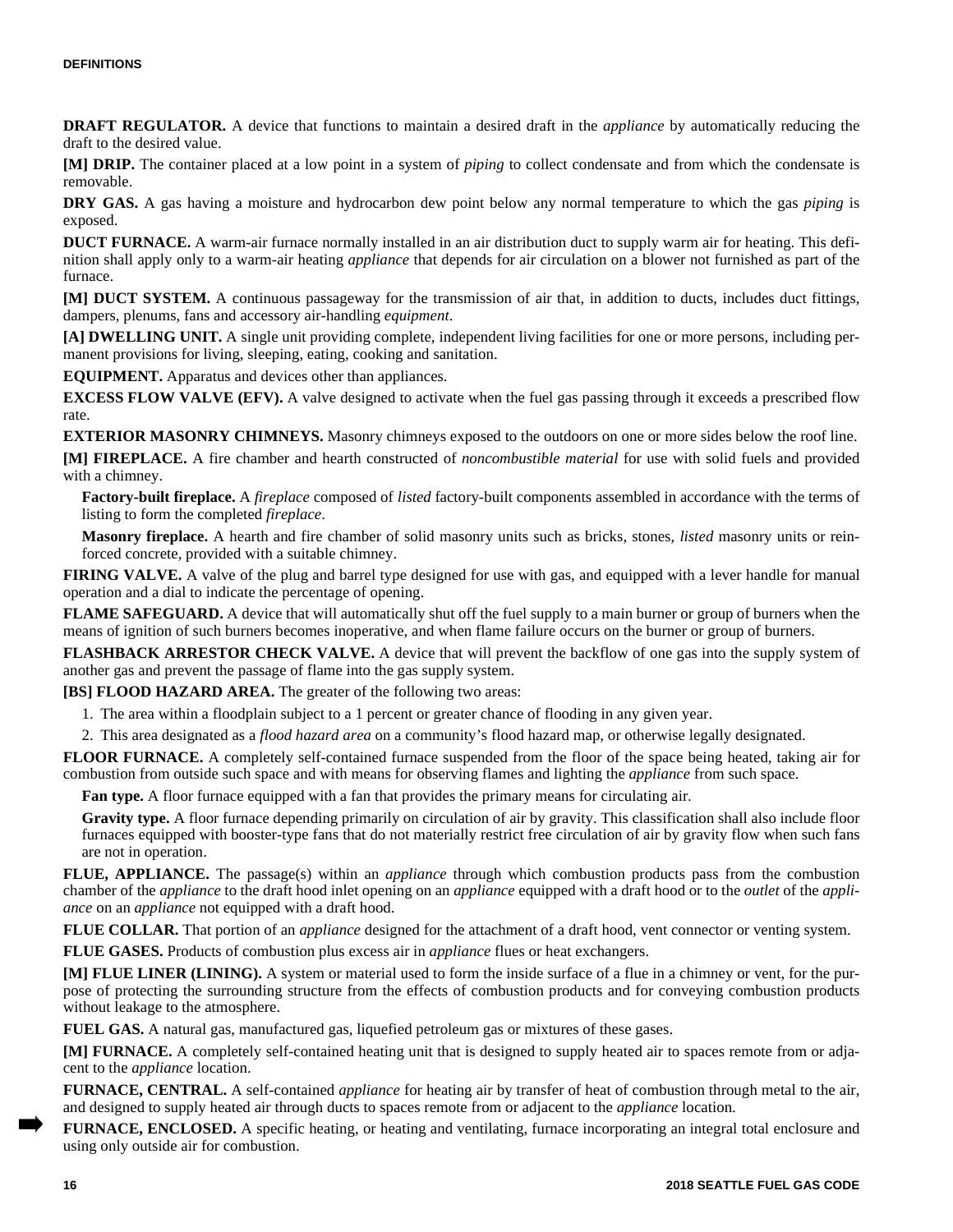**DRAFT REGULATOR.** A device that functions to maintain a desired draft in the *appliance* by automatically reducing the draft to the desired value.

**[M] DRIP.** The container placed at a low point in a system of *piping* to collect condensate and from which the condensate is removable.

**DRY GAS.** A gas having a moisture and hydrocarbon dew point below any normal temperature to which the gas *piping* is exposed.

**DUCT FURNACE.** A warm-air furnace normally installed in an air distribution duct to supply warm air for heating. This definition shall apply only to a warm-air heating *appliance* that depends for air circulation on a blower not furnished as part of the furnace.

**[M] DUCT SYSTEM.** A continuous passageway for the transmission of air that, in addition to ducts, includes duct fittings, dampers, plenums, fans and accessory air-handling *equipment*.

**[A] DWELLING UNIT.** A single unit providing complete, independent living facilities for one or more persons, including permanent provisions for living, sleeping, eating, cooking and sanitation.

**EQUIPMENT.** Apparatus and devices other than appliances.

**EXCESS FLOW VALVE (EFV).** A valve designed to activate when the fuel gas passing through it exceeds a prescribed flow rate.

**EXTERIOR MASONRY CHIMNEYS.** Masonry chimneys exposed to the outdoors on one or more sides below the roof line.

**[M] FIREPLACE.** A fire chamber and hearth constructed of *noncombustible material* for use with solid fuels and provided with a chimney.

**Factory-built fireplace.** A *fireplace* composed of *listed* factory-built components assembled in accordance with the terms of listing to form the completed *fireplace*.

**Masonry fireplace.** A hearth and fire chamber of solid masonry units such as bricks, stones, *listed* masonry units or reinforced concrete, provided with a suitable chimney.

**FIRING VALVE.** A valve of the plug and barrel type designed for use with gas, and equipped with a lever handle for manual operation and a dial to indicate the percentage of opening.

**FLAME SAFEGUARD.** A device that will automatically shut off the fuel supply to a main burner or group of burners when the means of ignition of such burners becomes inoperative, and when flame failure occurs on the burner or group of burners.

**FLASHBACK ARRESTOR CHECK VALVE.** A device that will prevent the backflow of one gas into the supply system of another gas and prevent the passage of flame into the gas supply system.

**[BS] FLOOD HAZARD AREA.** The greater of the following two areas:

1. The area within a floodplain subject to a 1 percent or greater chance of flooding in any given year.
2. This area designated as a *flood hazard area* on a community's flood hazard map, or otherwise legally designated.

**FLOOR FURNACE.** A completely self-contained furnace suspended from the floor of the space being heated, taking air for combustion from outside such space and with means for observing flames and lighting the *appliance* from such space.

**Fan type.** A floor furnace equipped with a fan that provides the primary means for circulating air.

**Gravity type.** A floor furnace depending primarily on circulation of air by gravity. This classification shall also include floor furnaces equipped with booster-type fans that do not materially restrict free circulation of air by gravity flow when such fans are not in operation.

**FLUE, APPLIANCE.** The passage(s) within an *appliance* through which combustion products pass from the combustion chamber of the *appliance* to the draft hood inlet opening on an *appliance* equipped with a draft hood or to the *outlet* of the *appliance* on an *appliance* not equipped with a draft hood.

**FLUE COLLAR.** That portion of an *appliance* designed for the attachment of a draft hood, vent connector or venting system.

**FLUE GASES.** Products of combustion plus excess air in *appliance* flues or heat exchangers.

**[M] FLUE LINER (LINING).** A system or material used to form the inside surface of a flue in a chimney or vent, for the purpose of protecting the surrounding structure from the effects of combustion products and for conveying combustion products without leakage to the atmosphere.

**FUEL GAS.** A natural gas, manufactured gas, liquefied petroleum gas or mixtures of these gases.

**[M] FURNACE.** A completely self-contained heating unit that is designed to supply heated air to spaces remote from or adjacent to the *appliance* location.

**FURNACE, CENTRAL.** A self-contained *appliance* for heating air by transfer of heat of combustion through metal to the air, and designed to supply heated air through ducts to spaces remote from or adjacent to the *appliance* location.

**FURNACE, ENCLOSED.** A specific heating, or heating and ventilating, furnace incorporating an integral total enclosure and using only outside air for combustion.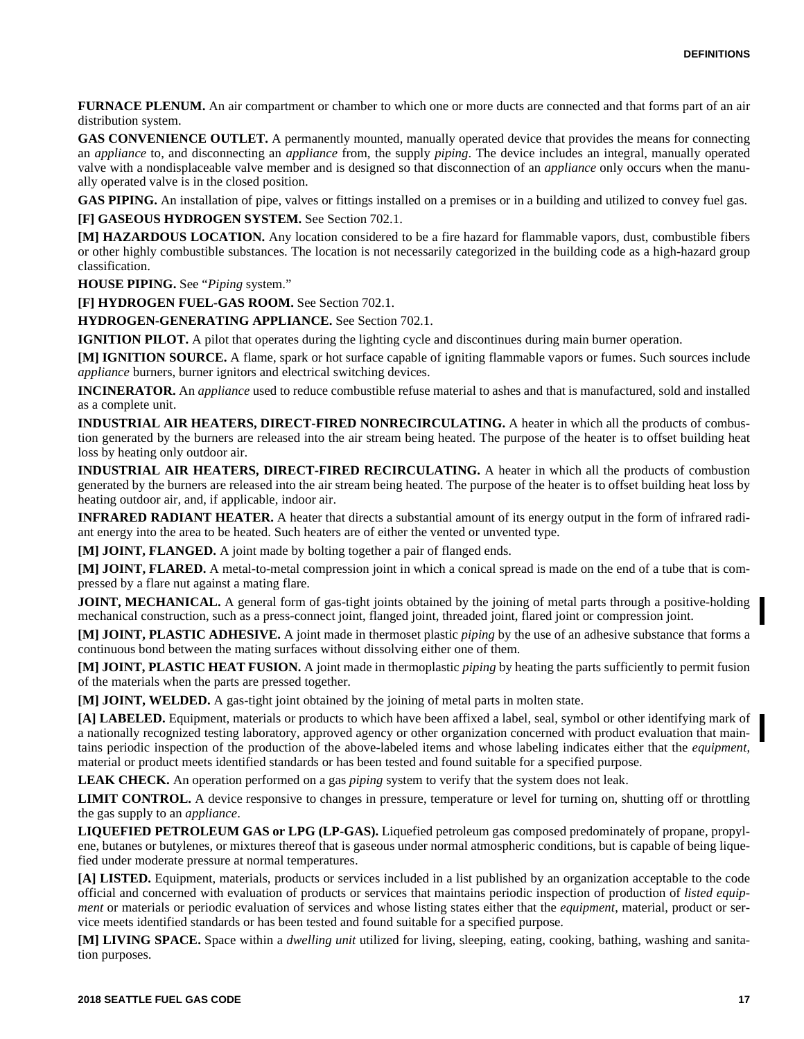**FURNACE PLENUM.** An air compartment or chamber to which one or more ducts are connected and that forms part of an air distribution system.

**GAS CONVENIENCE OUTLET.** A permanently mounted, manually operated device that provides the means for connecting an *appliance* to, and disconnecting an *appliance* from, the supply *piping*. The device includes an integral, manually operated valve with a nondisplaceable valve member and is designed so that disconnection of an *appliance* only occurs when the manually operated valve is in the closed position.

**GAS PIPING.** An installation of pipe, valves or fittings installed on a premises or in a building and utilized to convey fuel gas.

**[F] GASEOUS HYDROGEN SYSTEM.** See Section 702.1.

**[M] HAZARDOUS LOCATION.** Any location considered to be a fire hazard for flammable vapors, dust, combustible fibers or other highly combustible substances. The location is not necessarily categorized in the building code as a high-hazard group classification.

**HOUSE PIPING.** See "*Piping* system."

**[F] HYDROGEN FUEL-GAS ROOM.** See Section 702.1.

**HYDROGEN-GENERATING APPLIANCE.** See Section 702.1.

**IGNITION PILOT.** A pilot that operates during the lighting cycle and discontinues during main burner operation.

**[M] IGNITION SOURCE.** A flame, spark or hot surface capable of igniting flammable vapors or fumes. Such sources include *appliance* burners, burner ignitors and electrical switching devices.

**INCINERATOR.** An *appliance* used to reduce combustible refuse material to ashes and that is manufactured, sold and installed as a complete unit.

**INDUSTRIAL AIR HEATERS, DIRECT-FIRED NONRECIRCULATING.** A heater in which all the products of combustion generated by the burners are released into the air stream being heated. The purpose of the heater is to offset building heat loss by heating only outdoor air.

**INDUSTRIAL AIR HEATERS, DIRECT-FIRED RECIRCULATING.** A heater in which all the products of combustion generated by the burners are released into the air stream being heated. The purpose of the heater is to offset building heat loss by heating outdoor air, and, if applicable, indoor air.

**INFRARED RADIANT HEATER.** A heater that directs a substantial amount of its energy output in the form of infrared radiant energy into the area to be heated. Such heaters are of either the vented or unvented type.

**[M] JOINT, FLANGED.** A joint made by bolting together a pair of flanged ends.

**[M] JOINT, FLARED.** A metal-to-metal compression joint in which a conical spread is made on the end of a tube that is compressed by a flare nut against a mating flare.

**JOINT, MECHANICAL.** A general form of gas-tight joints obtained by the joining of metal parts through a positive-holding mechanical construction, such as a press-connect joint, flanged joint, threaded joint, flared joint or compression joint.

**[M] JOINT, PLASTIC ADHESIVE.** A joint made in thermoset plastic *piping* by the use of an adhesive substance that forms a continuous bond between the mating surfaces without dissolving either one of them.

**[M] JOINT, PLASTIC HEAT FUSION.** A joint made in thermoplastic *piping* by heating the parts sufficiently to permit fusion of the materials when the parts are pressed together.

**[M] JOINT, WELDED.** A gas-tight joint obtained by the joining of metal parts in molten state.

**[A] LABELED.** Equipment, materials or products to which have been affixed a label, seal, symbol or other identifying mark of a nationally recognized testing laboratory, approved agency or other organization concerned with product evaluation that maintains periodic inspection of the production of the above-labeled items and whose labeling indicates either that the *equipment*, material or product meets identified standards or has been tested and found suitable for a specified purpose.

**LEAK CHECK.** An operation performed on a gas *piping* system to verify that the system does not leak.

**LIMIT CONTROL.** A device responsive to changes in pressure, temperature or level for turning on, shutting off or throttling the gas supply to an *appliance*.

**LIQUEFIED PETROLEUM GAS or LPG (LP-GAS).** Liquefied petroleum gas composed predominately of propane, propylene, butanes or butylenes, or mixtures thereof that is gaseous under normal atmospheric conditions, but is capable of being liquefied under moderate pressure at normal temperatures.

**[A] LISTED.** Equipment, materials, products or services included in a list published by an organization acceptable to the code official and concerned with evaluation of products or services that maintains periodic inspection of production of *listed equipment* or materials or periodic evaluation of services and whose listing states either that the *equipment*, material, product or service meets identified standards or has been tested and found suitable for a specified purpose.

**[M] LIVING SPACE.** Space within a *dwelling unit* utilized for living, sleeping, eating, cooking, bathing, washing and sanitation purposes.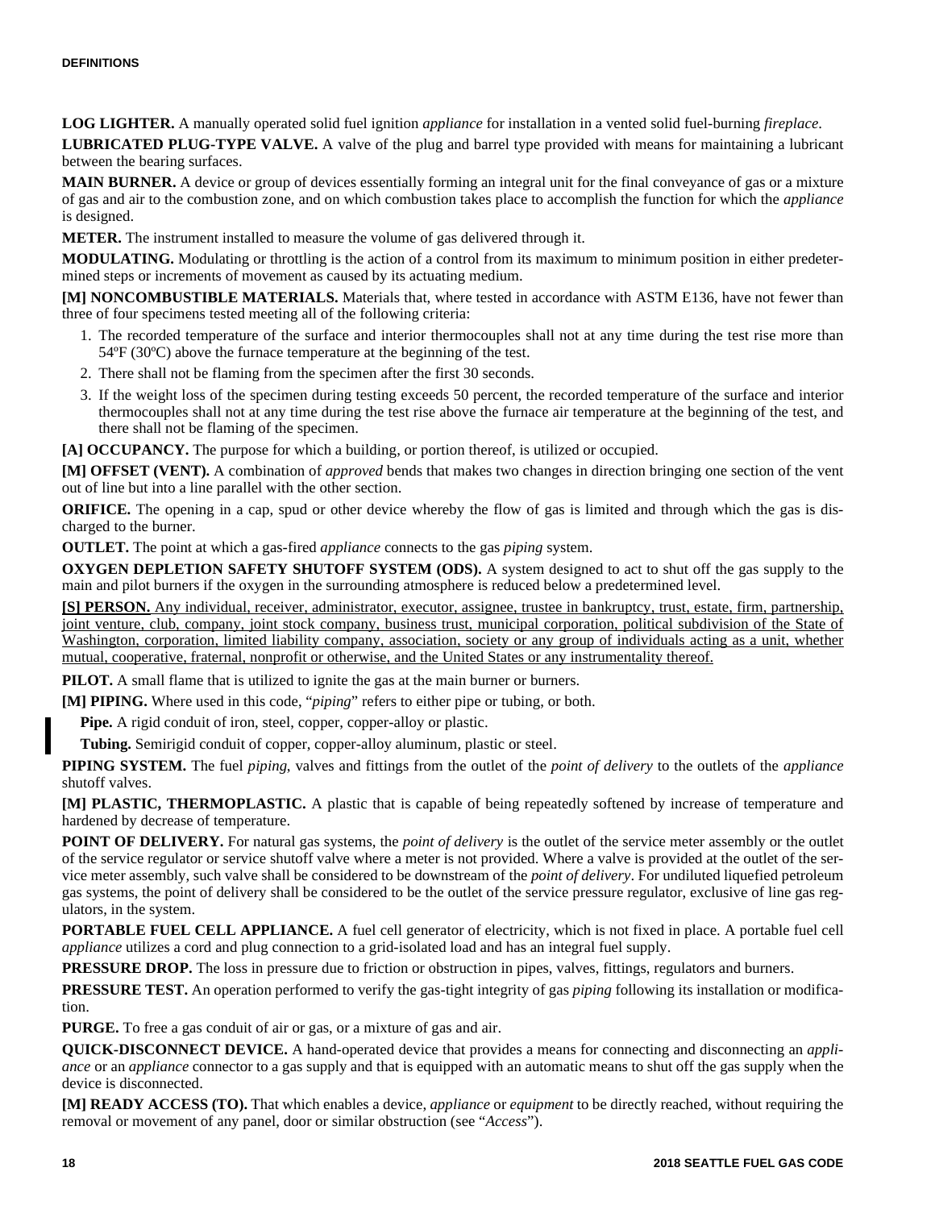**LOG LIGHTER.** A manually operated solid fuel ignition *appliance* for installation in a vented solid fuel-burning *fireplace*.

**LUBRICATED PLUG-TYPE VALVE.** A valve of the plug and barrel type provided with means for maintaining a lubricant between the bearing surfaces.

**MAIN BURNER.** A device or group of devices essentially forming an integral unit for the final conveyance of gas or a mixture of gas and air to the combustion zone, and on which combustion takes place to accomplish the function for which the *appliance* is designed.

**METER.** The instrument installed to measure the volume of gas delivered through it.

**MODULATING.** Modulating or throttling is the action of a control from its maximum to minimum position in either predetermined steps or increments of movement as caused by its actuating medium.

**[M] NONCOMBUSTIBLE MATERIALS.** Materials that, where tested in accordance with ASTM E136, have not fewer than three of four specimens tested meeting all of the following criteria:

1. The recorded temperature of the surface and interior thermocouples shall not at any time during the test rise more than 54ºF (30ºC) above the furnace temperature at the beginning of the test.
2. There shall not be flaming from the specimen after the first 30 seconds.
3. If the weight loss of the specimen during testing exceeds 50 percent, the recorded temperature of the surface and interior thermocouples shall not at any time during the test rise above the furnace air temperature at the beginning of the test, and there shall not be flaming of the specimen.

**[A] OCCUPANCY.** The purpose for which a building, or portion thereof, is utilized or occupied.

**[M] OFFSET (VENT).** A combination of *approved* bends that makes two changes in direction bringing one section of the vent out of line but into a line parallel with the other section.

**ORIFICE.** The opening in a cap, spud or other device whereby the flow of gas is limited and through which the gas is discharged to the burner.

**OUTLET.** The point at which a gas-fired *appliance* connects to the gas *piping* system.

**OXYGEN DEPLETION SAFETY SHUTOFF SYSTEM (ODS).** A system designed to act to shut off the gas supply to the main and pilot burners if the oxygen in the surrounding atmosphere is reduced below a predetermined level.

**[S] PERSON.** Any individual, receiver, administrator, executor, assignee, trustee in bankruptcy, trust, estate, firm, partnership, joint venture, club, company, joint stock company, business trust, municipal corporation, political subdivision of the State of Washington, corporation, limited liability company, association, society or any group of individuals acting as a unit, whether mutual, cooperative, fraternal, nonprofit or otherwise, and the United States or any instrumentality thereof.

**PILOT.** A small flame that is utilized to ignite the gas at the main burner or burners.

**[M] PIPING.** Where used in this code, "*piping*" refers to either pipe or tubing, or both.

**Pipe.** A rigid conduit of iron, steel, copper, copper-alloy or plastic.

**Tubing.** Semirigid conduit of copper, copper-alloy aluminum, plastic or steel.

**PIPING SYSTEM.** The fuel *piping*, valves and fittings from the outlet of the *point of delivery* to the outlets of the *appliance* shutoff valves.

**[M] PLASTIC, THERMOPLASTIC.** A plastic that is capable of being repeatedly softened by increase of temperature and hardened by decrease of temperature.

**POINT OF DELIVERY.** For natural gas systems, the *point of delivery* is the outlet of the service meter assembly or the outlet of the service regulator or service shutoff valve where a meter is not provided. Where a valve is provided at the outlet of the service meter assembly, such valve shall be considered to be downstream of the *point of delivery*. For undiluted liquefied petroleum gas systems, the point of delivery shall be considered to be the outlet of the service pressure regulator, exclusive of line gas regulators, in the system.

**PORTABLE FUEL CELL APPLIANCE.** A fuel cell generator of electricity, which is not fixed in place. A portable fuel cell *appliance* utilizes a cord and plug connection to a grid-isolated load and has an integral fuel supply.

**PRESSURE DROP.** The loss in pressure due to friction or obstruction in pipes, valves, fittings, regulators and burners.

**PRESSURE TEST.** An operation performed to verify the gas-tight integrity of gas *piping* following its installation or modification.

**PURGE.** To free a gas conduit of air or gas, or a mixture of gas and air.

**QUICK-DISCONNECT DEVICE.** A hand-operated device that provides a means for connecting and disconnecting an *appliance* or an *appliance* connector to a gas supply and that is equipped with an automatic means to shut off the gas supply when the device is disconnected.

**[M] READY ACCESS (TO).** That which enables a device, *appliance* or *equipment* to be directly reached, without requiring the removal or movement of any panel, door or similar obstruction (see "*Access*").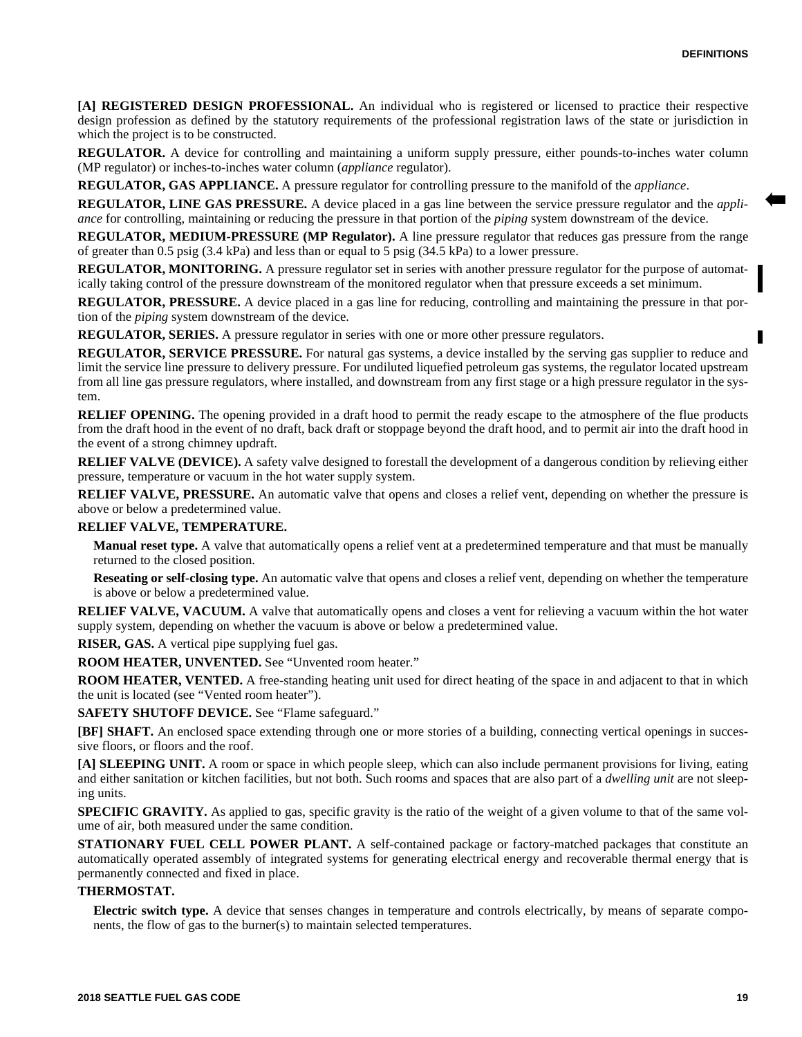**[A] REGISTERED DESIGN PROFESSIONAL.** An individual who is registered or licensed to practice their respective design profession as defined by the statutory requirements of the professional registration laws of the state or jurisdiction in which the project is to be constructed.

**REGULATOR.** A device for controlling and maintaining a uniform supply pressure, either pounds-to-inches water column (MP regulator) or inches-to-inches water column (*appliance* regulator).

**REGULATOR, GAS APPLIANCE.** A pressure regulator for controlling pressure to the manifold of the *appliance*.

**REGULATOR, LINE GAS PRESSURE.** A device placed in a gas line between the service pressure regulator and the *appliance* for controlling, maintaining or reducing the pressure in that portion of the *piping* system downstream of the device.

**REGULATOR, MEDIUM-PRESSURE (MP Regulator).** A line pressure regulator that reduces gas pressure from the range of greater than 0.5 psig (3.4 kPa) and less than or equal to 5 psig (34.5 kPa) to a lower pressure.

**REGULATOR, MONITORING.** A pressure regulator set in series with another pressure regulator for the purpose of automatically taking control of the pressure downstream of the monitored regulator when that pressure exceeds a set minimum.

**REGULATOR, PRESSURE.** A device placed in a gas line for reducing, controlling and maintaining the pressure in that portion of the *piping* system downstream of the device.

**REGULATOR, SERIES.** A pressure regulator in series with one or more other pressure regulators.

**REGULATOR, SERVICE PRESSURE.** For natural gas systems, a device installed by the serving gas supplier to reduce and limit the service line pressure to delivery pressure. For undiluted liquefied petroleum gas systems, the regulator located upstream from all line gas pressure regulators, where installed, and downstream from any first stage or a high pressure regulator in the system.

**RELIEF OPENING.** The opening provided in a draft hood to permit the ready escape to the atmosphere of the flue products from the draft hood in the event of no draft, back draft or stoppage beyond the draft hood, and to permit air into the draft hood in the event of a strong chimney updraft.

**RELIEF VALVE (DEVICE).** A safety valve designed to forestall the development of a dangerous condition by relieving either pressure, temperature or vacuum in the hot water supply system.

**RELIEF VALVE, PRESSURE.** An automatic valve that opens and closes a relief vent, depending on whether the pressure is above or below a predetermined value.

**RELIEF VALVE, TEMPERATURE.**

**Manual reset type.** A valve that automatically opens a relief vent at a predetermined temperature and that must be manually returned to the closed position.

**Reseating or self-closing type.** An automatic valve that opens and closes a relief vent, depending on whether the temperature is above or below a predetermined value.

**RELIEF VALVE, VACUUM.** A valve that automatically opens and closes a vent for relieving a vacuum within the hot water supply system, depending on whether the vacuum is above or below a predetermined value.

**RISER, GAS.** A vertical pipe supplying fuel gas.

**ROOM HEATER, UNVENTED.** See "Unvented room heater."

**ROOM HEATER, VENTED.** A free-standing heating unit used for direct heating of the space in and adjacent to that in which the unit is located (see "Vented room heater").

**SAFETY SHUTOFF DEVICE.** See "Flame safeguard."

**[BF] SHAFT.** An enclosed space extending through one or more stories of a building, connecting vertical openings in successive floors, or floors and the roof.

**[A] SLEEPING UNIT.** A room or space in which people sleep, which can also include permanent provisions for living, eating and either sanitation or kitchen facilities, but not both. Such rooms and spaces that are also part of a *dwelling unit* are not sleeping units.

**SPECIFIC GRAVITY.** As applied to gas, specific gravity is the ratio of the weight of a given volume to that of the same volume of air, both measured under the same condition.

**STATIONARY FUEL CELL POWER PLANT.** A self-contained package or factory-matched packages that constitute an automatically operated assembly of integrated systems for generating electrical energy and recoverable thermal energy that is permanently connected and fixed in place.

**THERMOSTAT.**

**Electric switch type.** A device that senses changes in temperature and controls electrically, by means of separate components, the flow of gas to the burner(s) to maintain selected temperatures.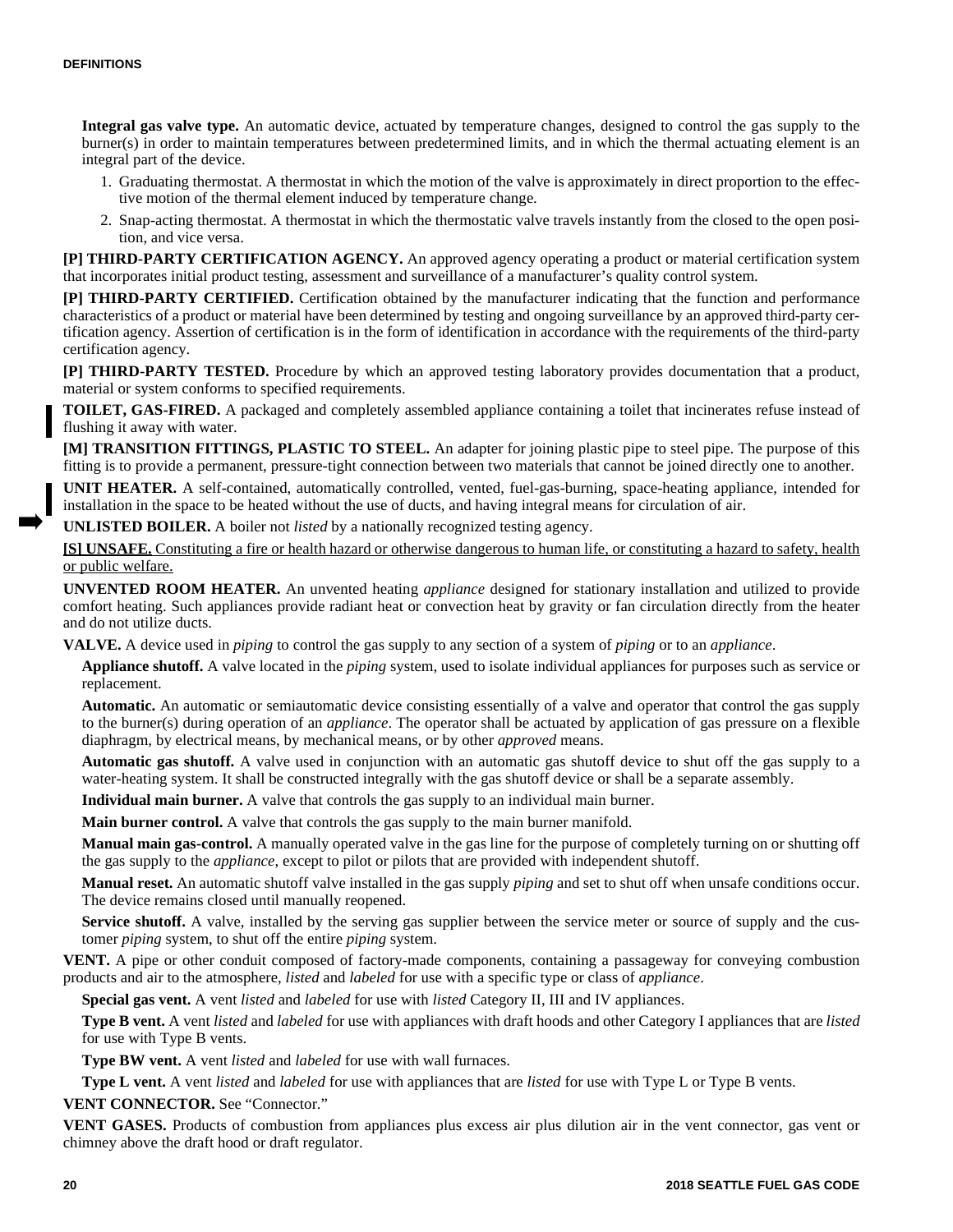**Integral gas valve type.** An automatic device, actuated by temperature changes, designed to control the gas supply to the burner(s) in order to maintain temperatures between predetermined limits, and in which the thermal actuating element is an integral part of the device.

1. Graduating thermostat. A thermostat in which the motion of the valve is approximately in direct proportion to the effective motion of the thermal element induced by temperature change.
2. Snap-acting thermostat. A thermostat in which the thermostatic valve travels instantly from the closed to the open position, and vice versa.

**[P] THIRD-PARTY CERTIFICATION AGENCY.** An approved agency operating a product or material certification system that incorporates initial product testing, assessment and surveillance of a manufacturer's quality control system.

**[P] THIRD-PARTY CERTIFIED.** Certification obtained by the manufacturer indicating that the function and performance characteristics of a product or material have been determined by testing and ongoing surveillance by an approved third-party certification agency. Assertion of certification is in the form of identification in accordance with the requirements of the third-party certification agency.

**[P] THIRD-PARTY TESTED.** Procedure by which an approved testing laboratory provides documentation that a product, material or system conforms to specified requirements.

**TOILET, GAS-FIRED.** A packaged and completely assembled appliance containing a toilet that incinerates refuse instead of flushing it away with water.

**[M] TRANSITION FITTINGS, PLASTIC TO STEEL.** An adapter for joining plastic pipe to steel pipe. The purpose of this fitting is to provide a permanent, pressure-tight connection between two materials that cannot be joined directly one to another.

**UNIT HEATER.** A self-contained, automatically controlled, vented, fuel-gas-burning, space-heating appliance, intended for installation in the space to be heated without the use of ducts, and having integral means for circulation of air.

**UNLISTED BOILER.** A boiler not *listed* by a nationally recognized testing agency.

<u>**[S] UNSAFE.** Constituting a fire or health hazard or otherwise dangerous to human life, or constituting a hazard to safety, health or public welfare.</u>

**UNVENTED ROOM HEATER.** An unvented heating *appliance* designed for stationary installation and utilized to provide comfort heating. Such appliances provide radiant heat or convection heat by gravity or fan circulation directly from the heater and do not utilize ducts.

**VALVE.** A device used in *piping* to control the gas supply to any section of a system of *piping* or to an *appliance*.

**Appliance shutoff.** A valve located in the *piping* system, used to isolate individual appliances for purposes such as service or replacement.

**Automatic.** An automatic or semiautomatic device consisting essentially of a valve and operator that control the gas supply to the burner(s) during operation of an *appliance*. The operator shall be actuated by application of gas pressure on a flexible diaphragm, by electrical means, by mechanical means, or by other *approved* means.

**Automatic gas shutoff.** A valve used in conjunction with an automatic gas shutoff device to shut off the gas supply to a water-heating system. It shall be constructed integrally with the gas shutoff device or shall be a separate assembly.

**Individual main burner.** A valve that controls the gas supply to an individual main burner.

**Main burner control.** A valve that controls the gas supply to the main burner manifold.

**Manual main gas-control.** A manually operated valve in the gas line for the purpose of completely turning on or shutting off the gas supply to the *appliance*, except to pilot or pilots that are provided with independent shutoff.

**Manual reset.** An automatic shutoff valve installed in the gas supply *piping* and set to shut off when unsafe conditions occur. The device remains closed until manually reopened.

**Service shutoff.** A valve, installed by the serving gas supplier between the service meter or source of supply and the customer *piping* system, to shut off the entire *piping* system.

**VENT.** A pipe or other conduit composed of factory-made components, containing a passageway for conveying combustion products and air to the atmosphere, *listed* and *labeled* for use with a specific type or class of *appliance*.

**Special gas vent.** A vent *listed* and *labeled* for use with *listed* Category II, III and IV appliances.

**Type B vent.** A vent *listed* and *labeled* for use with appliances with draft hoods and other Category I appliances that are *listed* for use with Type B vents.

**Type BW vent.** A vent *listed* and *labeled* for use with wall furnaces.

**Type L vent.** A vent *listed* and *labeled* for use with appliances that are *listed* for use with Type L or Type B vents.

**VENT CONNECTOR.** See "Connector."

**VENT GASES.** Products of combustion from appliances plus excess air plus dilution air in the vent connector, gas vent or chimney above the draft hood or draft regulator.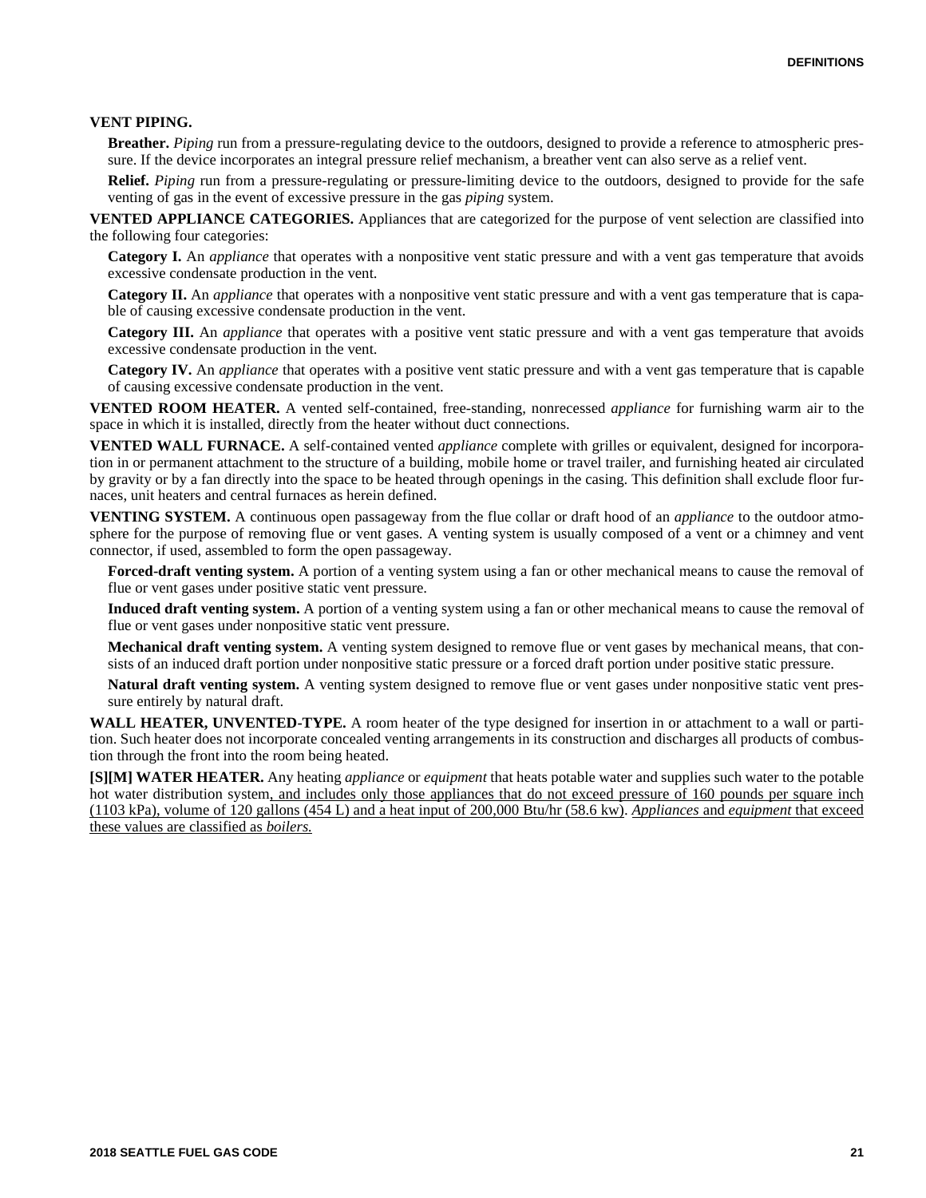**VENT PIPING.**

**Breather.** *Piping* run from a pressure-regulating device to the outdoors, designed to provide a reference to atmospheric pressure. If the device incorporates an integral pressure relief mechanism, a breather vent can also serve as a relief vent.

**Relief.** *Piping* run from a pressure-regulating or pressure-limiting device to the outdoors, designed to provide for the safe venting of gas in the event of excessive pressure in the gas *piping* system.

**VENTED APPLIANCE CATEGORIES.** Appliances that are categorized for the purpose of vent selection are classified into the following four categories:

**Category I.** An *appliance* that operates with a nonpositive vent static pressure and with a vent gas temperature that avoids excessive condensate production in the vent.

**Category II.** An *appliance* that operates with a nonpositive vent static pressure and with a vent gas temperature that is capable of causing excessive condensate production in the vent.

**Category III.** An *appliance* that operates with a positive vent static pressure and with a vent gas temperature that avoids excessive condensate production in the vent.

**Category IV.** An *appliance* that operates with a positive vent static pressure and with a vent gas temperature that is capable of causing excessive condensate production in the vent.

**VENTED ROOM HEATER.** A vented self-contained, free-standing, nonrecessed *appliance* for furnishing warm air to the space in which it is installed, directly from the heater without duct connections.

**VENTED WALL FURNACE.** A self-contained vented *appliance* complete with grilles or equivalent, designed for incorporation in or permanent attachment to the structure of a building, mobile home or travel trailer, and furnishing heated air circulated by gravity or by a fan directly into the space to be heated through openings in the casing. This definition shall exclude floor furnaces, unit heaters and central furnaces as herein defined.

**VENTING SYSTEM.** A continuous open passageway from the flue collar or draft hood of an *appliance* to the outdoor atmosphere for the purpose of removing flue or vent gases. A venting system is usually composed of a vent or a chimney and vent connector, if used, assembled to form the open passageway.

**Forced-draft venting system.** A portion of a venting system using a fan or other mechanical means to cause the removal of flue or vent gases under positive static vent pressure.

**Induced draft venting system.** A portion of a venting system using a fan or other mechanical means to cause the removal of flue or vent gases under nonpositive static vent pressure.

**Mechanical draft venting system.** A venting system designed to remove flue or vent gases by mechanical means, that consists of an induced draft portion under nonpositive static pressure or a forced draft portion under positive static pressure.

**Natural draft venting system.** A venting system designed to remove flue or vent gases under nonpositive static vent pressure entirely by natural draft.

**WALL HEATER, UNVENTED-TYPE.** A room heater of the type designed for insertion in or attachment to a wall or partition. Such heater does not incorporate concealed venting arrangements in its construction and discharges all products of combustion through the front into the room being heated.

**[S][M] WATER HEATER.** Any heating *appliance* or *equipment* that heats potable water and supplies such water to the potable hot water distribution system, and includes only those appliances that do not exceed pressure of 160 pounds per square inch (1103 kPa), volume of 120 gallons (454 L) and a heat input of 200,000 Btu/hr (58.6 kw). *Appliances* and *equipment* that exceed these values are classified as *boilers.*